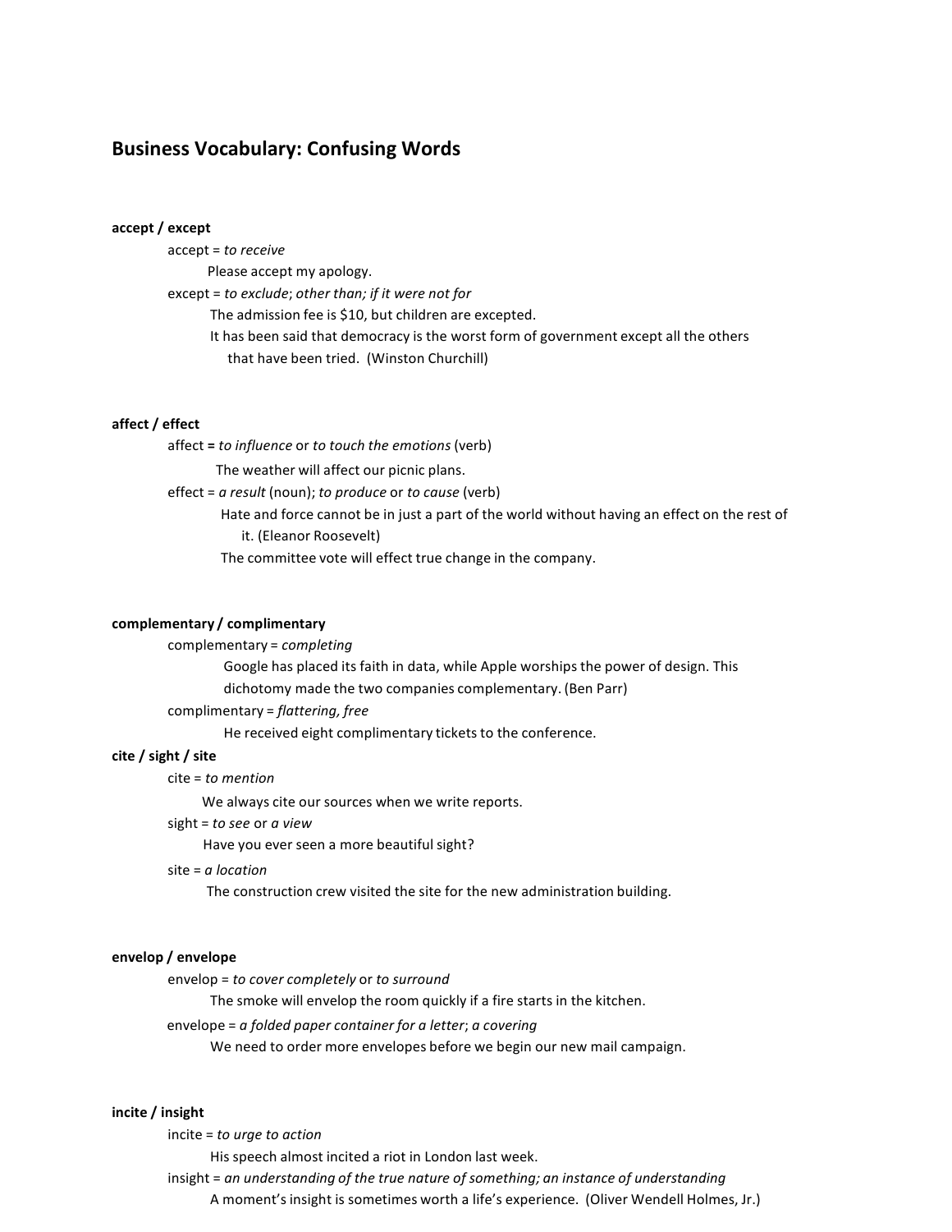# Business Vocabulary: Confusing Words

**accept / except**

accept = *to receive*

Please accept my apology.

except = *to exclude*; *other than; if it were not for*

The admission fee is $10, but children are excepted.

It has been said that democracy is the worst form of government except all the others that have been tried. (Winston Churchill)

**affect / effect**

affect **=** *to influence* or *to touch the emotions* (verb)

The weather will affect our picnic plans.

effect = *a result* (noun); *to produce* or *to cause* (verb)

Hate and force cannot be in just a part of the world without having an effect on the rest of it. (Eleanor Roosevelt)

The committee vote will effect true change in the company.

**complementary / complimentary**

complementary = *completing*

Google has placed its faith in data, while Apple worships the power of design. This dichotomy made the two companies complementary. (Ben Parr)

complimentary = *flattering, free*

He received eight complimentary tickets to the conference.

**cite / sight / site**

cite = *to mention*

We always cite our sources when we write reports.

sight = *to see* or *a view*

Have you ever seen a more beautiful sight?

site = *a location*

The construction crew visited the site for the new administration building.

**envelop / envelope**

envelop = *to cover completely* or *to surround*

The smoke will envelop the room quickly if a fire starts in the kitchen.

envelope = *a folded paper container for a letter*; *a covering*

We need to order more envelopes before we begin our new mail campaign.

**incite / insight**

incite = *to urge to action*

His speech almost incited a riot in London last week.

insight = *an understanding of the true nature of something; an instance of understanding*

A moment's insight is sometimes worth a life's experience. (Oliver Wendell Holmes, Jr.)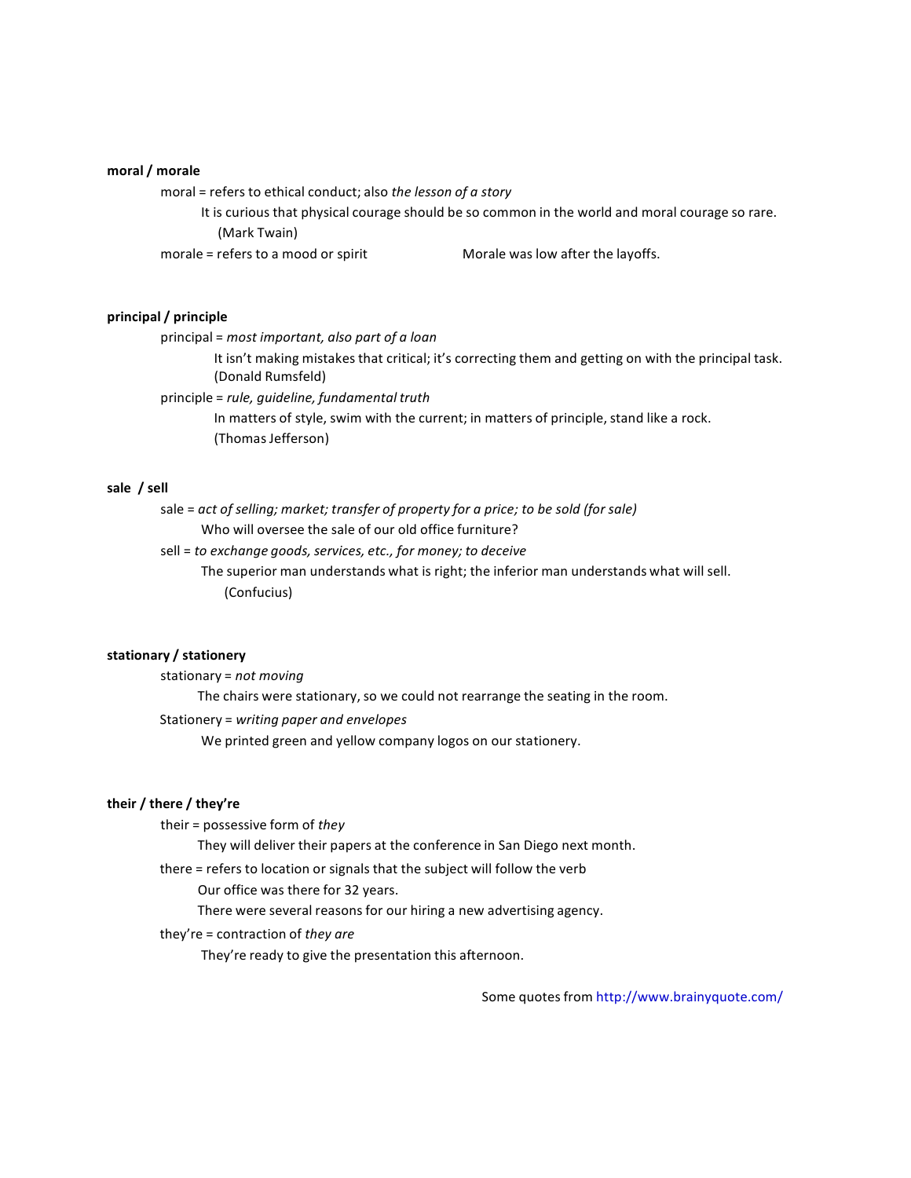**moral / morale**

moral = refers to ethical conduct; also *the lesson of a story*

It is curious that physical courage should be so common in the world and moral courage so rare. (Mark Twain)

morale = refers to a mood or spirit    Morale was low after the layoffs.

**principal / principle**

principal = *most important, also part of a loan*

It isn't making mistakes that critical; it's correcting them and getting on with the principal task. (Donald Rumsfeld)

principle = *rule, guideline, fundamental truth*

In matters of style, swim with the current; in matters of principle, stand like a rock. (Thomas Jefferson)

**sale / sell**

sale = *act of selling; market; transfer of property for a price; to be sold (for sale)*

Who will oversee the sale of our old office furniture?

sell = *to exchange goods, services, etc., for money; to deceive*

The superior man understands what is right; the inferior man understands what will sell. (Confucius)

**stationary / stationery**

stationary = *not moving*

The chairs were stationary, so we could not rearrange the seating in the room.

Stationery = *writing paper and envelopes*

We printed green and yellow company logos on our stationery.

**their / there / they're**

their = possessive form of *they*

They will deliver their papers at the conference in San Diego next month.

there = refers to location or signals that the subject will follow the verb

Our office was there for 32 years.

There were several reasons for our hiring a new advertising agency.

they're = contraction of *they are*

They're ready to give the presentation this afternoon.

Some quotes from http://www.brainyquote.com/